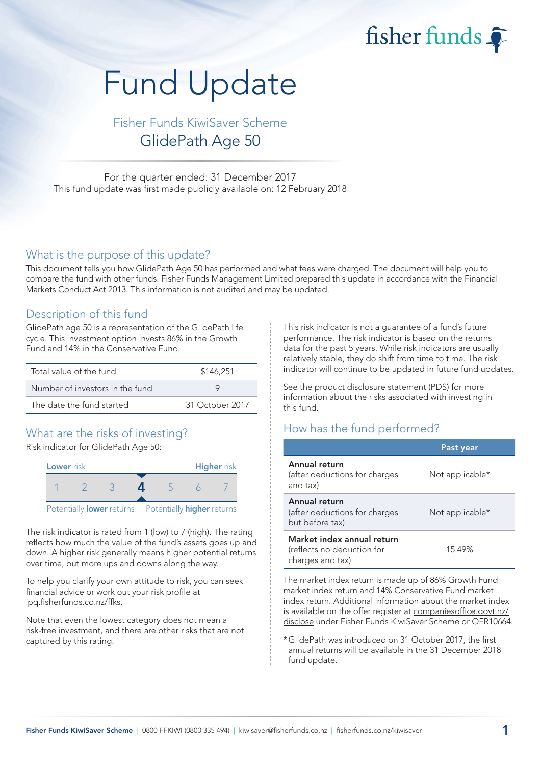fisher funds

# Fund Update

## Fisher Funds KiwiSaver Scheme
## GlidePath Age 50

For the quarter ended: 31 December 2017
This fund update was first made publicly available on: 12 February 2018

## What is the purpose of this update?

This document tells you how GlidePath Age 50 has performed and what fees were charged. The document will help you to compare the fund with other funds. Fisher Funds Management Limited prepared this update in accordance with the Financial Markets Conduct Act 2013. This information is not audited and may be updated.

## Description of this fund

GlidePath age 50 is a representation of the GlidePath life cycle. This investment option invests 86% in the Growth Fund and 14% in the Conservative Fund.

| | |
|---|---|
| Total value of the fund | $146,251 |
| Number of investors in the fund | 9 |
| The date the fund started | 31 October 2017 |

## What are the risks of investing?

Risk indicator for GlidePath Age 50:

**Lower** risk — **Higher** risk

1 2 3 **4** 5 6 7

Potentially **lower** returns — Potentially **higher** returns

The risk indicator is rated from 1 (low) to 7 (high). The rating reflects how much the value of the fund's assets goes up and down. A higher risk generally means higher potential returns over time, but more ups and downs along the way.

To help you clarify your own attitude to risk, you can seek financial advice or work out your risk profile at ipq.fisherfunds.co.nz/ffks.

Note that even the lowest category does not mean a risk-free investment, and there are other risks that are not captured by this rating.

This risk indicator is not a guarantee of a fund's future performance. The risk indicator is based on the returns data for the past 5 years. While risk indicators are usually relatively stable, they do shift from time to time. The risk indicator will continue to be updated in future fund updates.

See the product disclosure statement (PDS) for more information about the risks associated with investing in this fund.

## How has the fund performed?

| | Past year |
|---|---|
| **Annual return** (after deductions for charges and tax) | Not applicable* |
| **Annual return** (after deductions for charges but before tax) | Not applicable* |
| **Market index annual return** (reflects no deduction for charges and tax) | 15.49% |

The market index return is made up of 86% Growth Fund market index return and 14% Conservative Fund market index return. Additional information about the market index is available on the offer register at companiesoffice.govt.nz/disclose under Fisher Funds KiwiSaver Scheme or OFR10664.

* GlidePath was introduced on 31 October 2017, the first annual returns will be available in the 31 December 2018 fund update.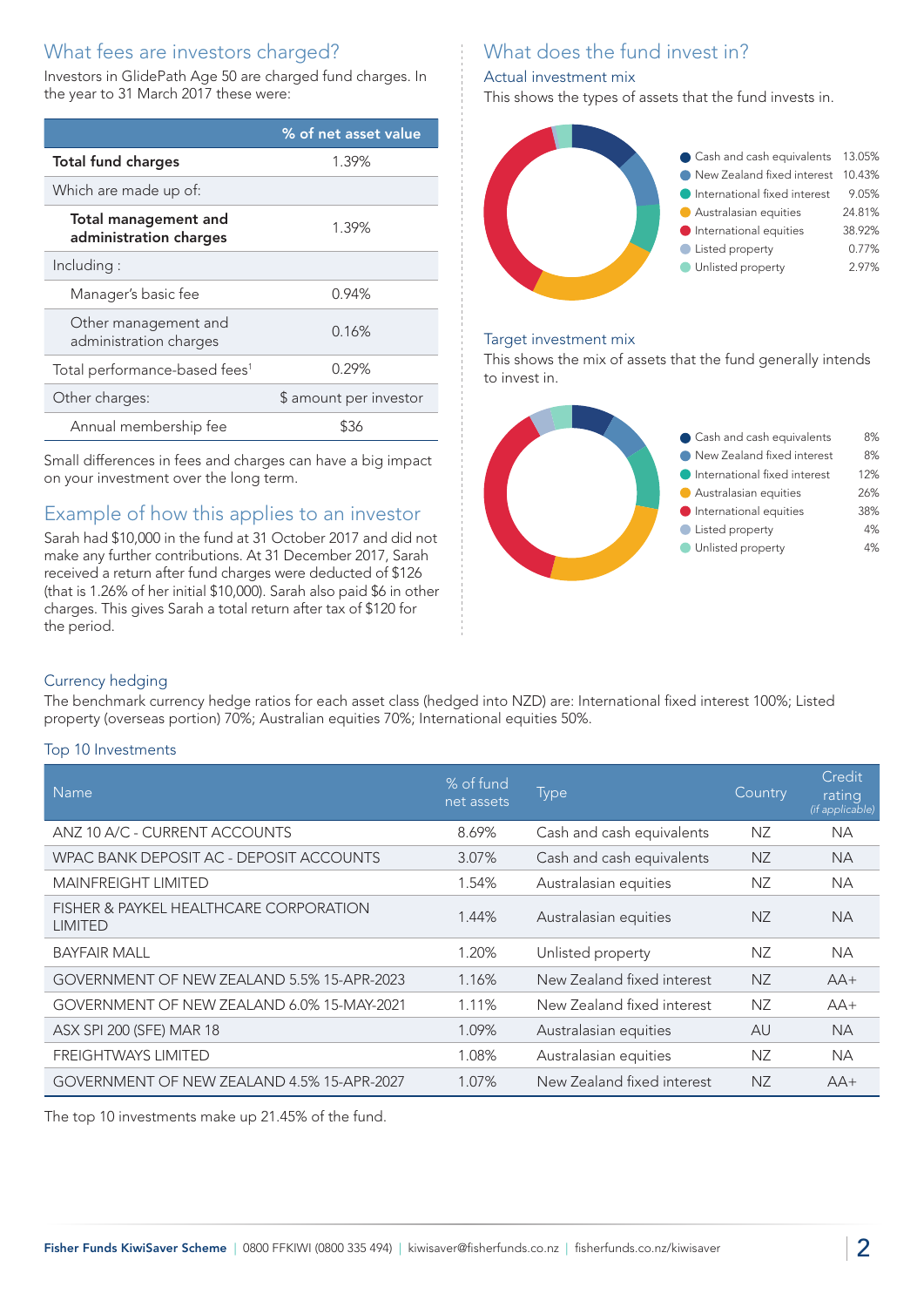## What fees are investors charged?

Investors in GlidePath Age 50 are charged fund charges. In the year to 31 March 2017 these were:

| | % of net asset value |
|---|---|
| **Total fund charges** | 1.39% |
| Which are made up of: | |
| **Total management and administration charges** | 1.39% |
| Including : | |
| Manager's basic fee | 0.94% |
| Other management and administration charges | 0.16% |
| Total performance-based fees[1] | 0.29% |
| Other charges: | $ amount per investor |
| Annual membership fee | $36 |

Small differences in fees and charges can have a big impact on your investment over the long term.

## Example of how this applies to an investor

Sarah had $10,000 in the fund at 31 October 2017 and did not make any further contributions. At 31 December 2017, Sarah received a return after fund charges were deducted of $126 (that is 1.26% of her initial $10,000). Sarah also paid $6 in other charges. This gives Sarah a total return after tax of $120 for the period.

## What does the fund invest in?

### Actual investment mix

This shows the types of assets that the fund invests in.

| Asset type | % |
|---|---|
| Cash and cash equivalents | 13.05% |
| New Zealand fixed interest | 10.43% |
| International fixed interest | 9.05% |
| Australasian equities | 24.81% |
| International equities | 38.92% |
| Listed property | 0.77% |
| Unlisted property | 2.97% |

### Target investment mix

This shows the mix of assets that the fund generally intends to invest in.

| Asset type | % |
|---|---|
| Cash and cash equivalents | 8% |
| New Zealand fixed interest | 8% |
| International fixed interest | 12% |
| Australasian equities | 26% |
| International equities | 38% |
| Listed property | 4% |
| Unlisted property | 4% |

### Currency hedging

The benchmark currency hedge ratios for each asset class (hedged into NZD) are: International fixed interest 100%; Listed property (overseas portion) 70%; Australian equities 70%; International equities 50%.

### Top 10 Investments

| Name | % of fund net assets | Type | Country | Credit rating *(if applicable)* |
|---|---|---|---|---|
| ANZ 10 A/C - CURRENT ACCOUNTS | 8.69% | Cash and cash equivalents | NZ | NA |
| WPAC BANK DEPOSIT AC - DEPOSIT ACCOUNTS | 3.07% | Cash and cash equivalents | NZ | NA |
| MAINFREIGHT LIMITED | 1.54% | Australasian equities | NZ | NA |
| FISHER & PAYKEL HEALTHCARE CORPORATION LIMITED | 1.44% | Australasian equities | NZ | NA |
| BAYFAIR MALL | 1.20% | Unlisted property | NZ | NA |
| GOVERNMENT OF NEW ZEALAND 5.5% 15-APR-2023 | 1.16% | New Zealand fixed interest | NZ | AA+ |
| GOVERNMENT OF NEW ZEALAND 6.0% 15-MAY-2021 | 1.11% | New Zealand fixed interest | NZ | AA+ |
| ASX SPI 200 (SFE) MAR 18 | 1.09% | Australasian equities | AU | NA |
| FREIGHTWAYS LIMITED | 1.08% | Australasian equities | NZ | NA |
| GOVERNMENT OF NEW ZEALAND 4.5% 15-APR-2027 | 1.07% | New Zealand fixed interest | NZ | AA+ |

The top 10 investments make up 21.45% of the fund.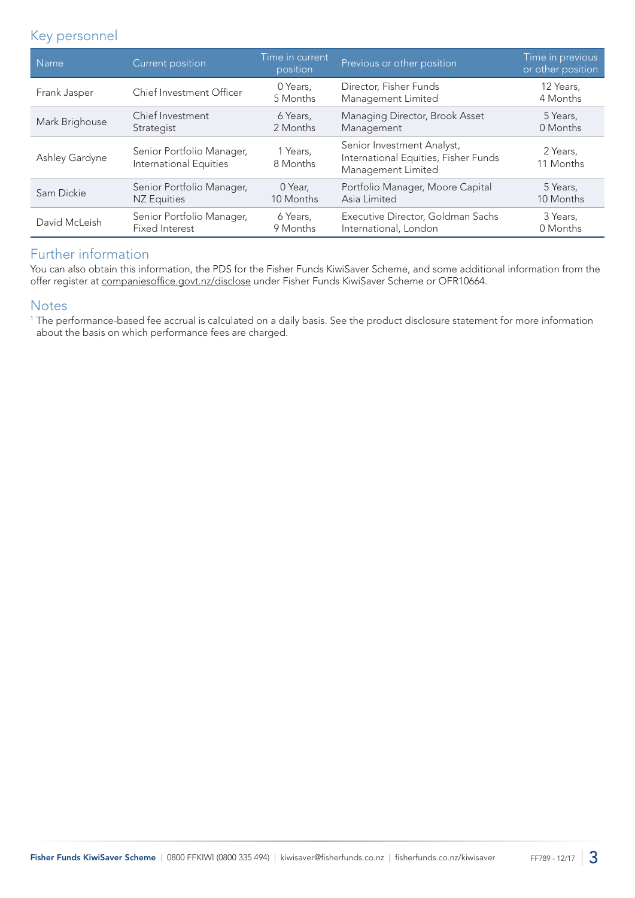## Key personnel

| Name | Current position | Time in current position | Previous or other position | Time in previous or other position |
|---|---|---|---|---|
| Frank Jasper | Chief Investment Officer | 0 Years, 5 Months | Director, Fisher Funds Management Limited | 12 Years, 4 Months |
| Mark Brighouse | Chief Investment Strategist | 6 Years, 2 Months | Managing Director, Brook Asset Management | 5 Years, 0 Months |
| Ashley Gardyne | Senior Portfolio Manager, International Equities | 1 Years, 8 Months | Senior Investment Analyst, International Equities, Fisher Funds Management Limited | 2 Years, 11 Months |
| Sam Dickie | Senior Portfolio Manager, NZ Equities | 0 Year, 10 Months | Portfolio Manager, Moore Capital Asia Limited | 5 Years, 10 Months |
| David McLeish | Senior Portfolio Manager, Fixed Interest | 6 Years, 9 Months | Executive Director, Goldman Sachs International, London | 3 Years, 0 Months |

## Further information

You can also obtain this information, the PDS for the Fisher Funds KiwiSaver Scheme, and some additional information from the offer register at companiesoffice.govt.nz/disclose under Fisher Funds KiwiSaver Scheme or OFR10664.

## Notes

[1] The performance-based fee accrual is calculated on a daily basis. See the product disclosure statement for more information about the basis on which performance fees are charged.

**Fisher Funds KiwiSaver Scheme** | 0800 FFKIWI (0800 335 494) | kiwisaver@fisherfunds.co.nz | fisherfunds.co.nz/kiwisaver

FF789 - 12/17